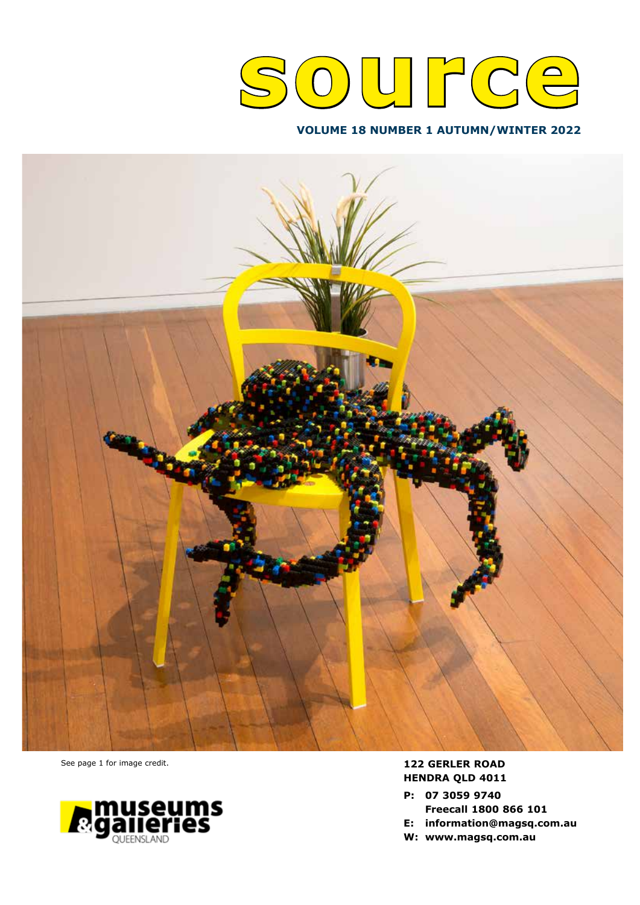# source

**VOLUME 18 NUMBER 1 AUTUMN/WINTER 2022**

See page 1 for image credit.

museums & galleries QUEENSLAND

**122 GERLER ROAD**
**HENDRA QLD 4011**

**P: 07 3059 9740**
**Freecall 1800 866 101**
**E: information@magsq.com.au**
**W: www.magsq.com.au**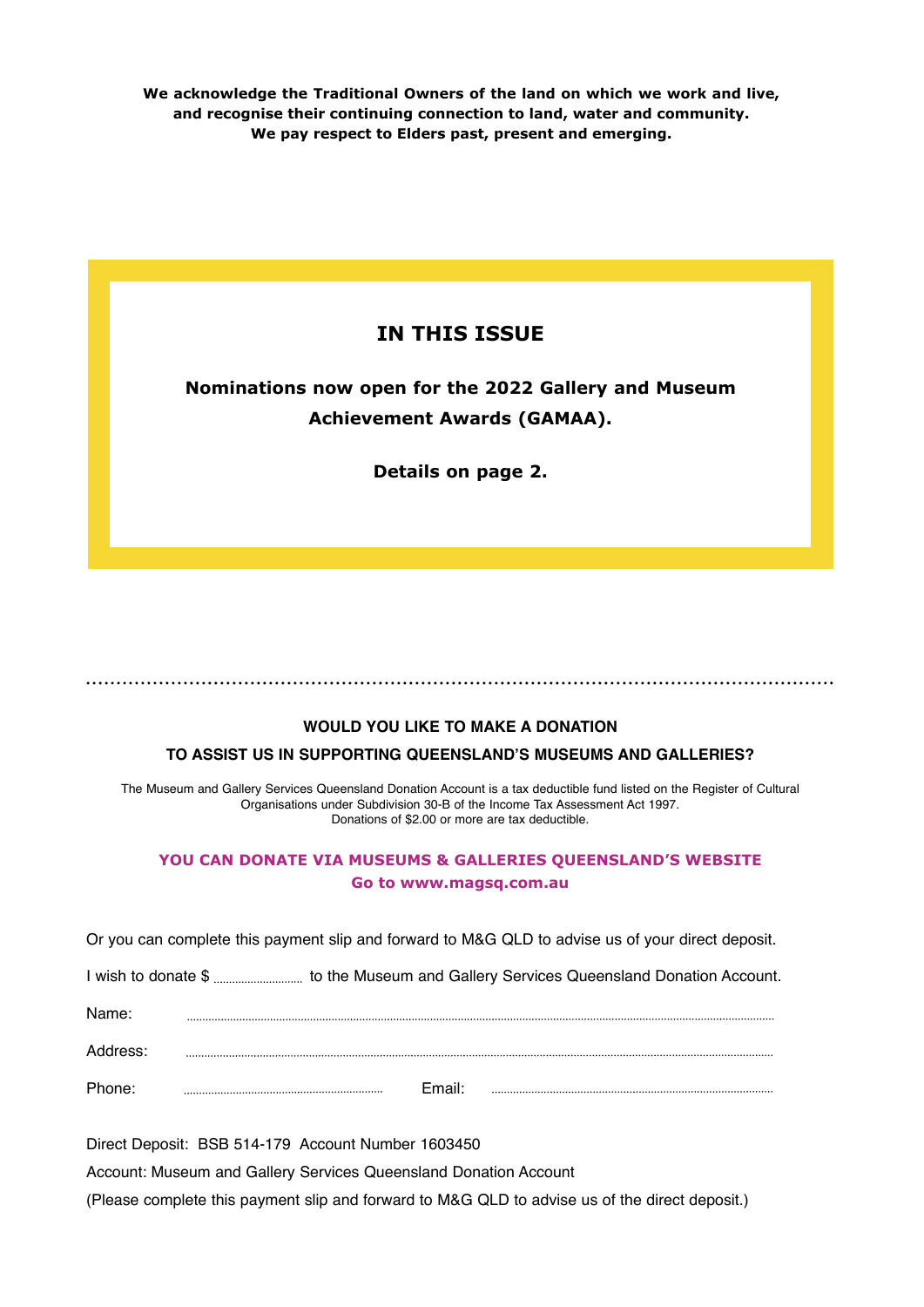**We acknowledge the Traditional Owners of the land on which we work and live, and recognise their continuing connection to land, water and community. We pay respect to Elders past, present and emerging.**

## IN THIS ISSUE

**Nominations now open for the 2022 Gallery and Museum Achievement Awards (GAMAA).**

**Details on page 2.**

---

### WOULD YOU LIKE TO MAKE A DONATION TO ASSIST US IN SUPPORTING QUEENSLAND'S MUSEUMS AND GALLERIES?

The Museum and Gallery Services Queensland Donation Account is a tax deductible fund listed on the Register of Cultural Organisations under Subdivision 30-B of the Income Tax Assessment Act 1997. Donations of $2.00 or more are tax deductible.

**YOU CAN DONATE VIA MUSEUMS & GALLERIES QUEENSLAND'S WEBSITE**
**Go to www.magsq.com.au**

Or you can complete this payment slip and forward to M&G QLD to advise us of your direct deposit.

I wish to donate $ .................... to the Museum and Gallery Services Queensland Donation Account.

Name: ....................................................................................................

Address: ....................................................................................................

Phone: .............................................. Email: ..............................................

Direct Deposit: BSB 514-179 Account Number 1603450

Account: Museum and Gallery Services Queensland Donation Account

(Please complete this payment slip and forward to M&G QLD to advise us of the direct deposit.)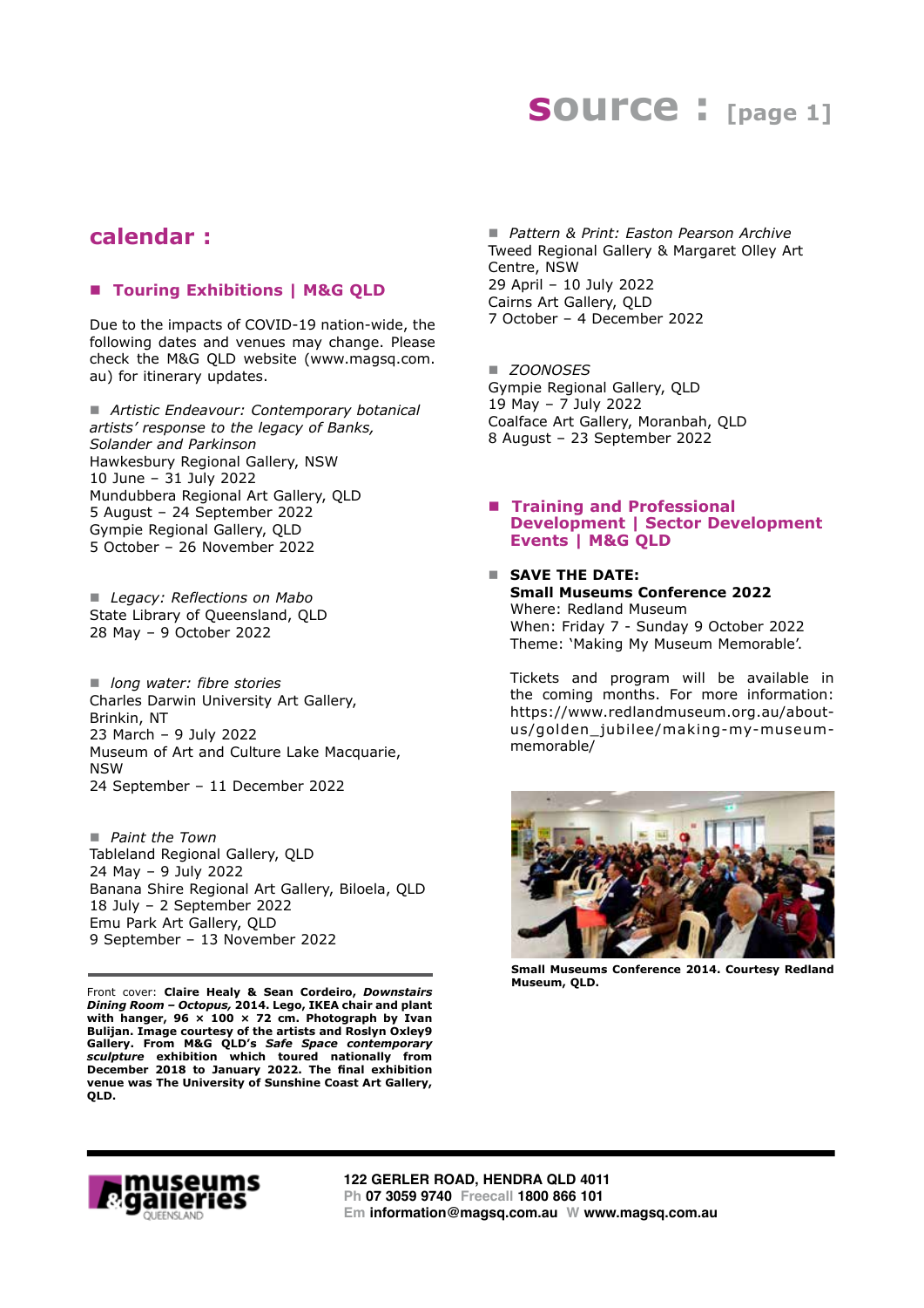## calendar :

### ■ Touring Exhibitions | M&G QLD

Due to the impacts of COVID-19 nation-wide, the following dates and venues may change. Please check the M&G QLD website (www.magsq.com.au) for itinerary updates.

■ *Artistic Endeavour: Contemporary botanical artists' response to the legacy of Banks, Solander and Parkinson*
Hawkesbury Regional Gallery, NSW
10 June – 31 July 2022
Mundubbera Regional Art Gallery, QLD
5 August – 24 September 2022
Gympie Regional Gallery, QLD
5 October – 26 November 2022

■ *Legacy: Reflections on Mabo*
State Library of Queensland, QLD
28 May – 9 October 2022

■ *long water: fibre stories*
Charles Darwin University Art Gallery, Brinkin, NT
23 March – 9 July 2022
Museum of Art and Culture Lake Macquarie, NSW
24 September – 11 December 2022

■ *Paint the Town*
Tableland Regional Gallery, QLD
24 May – 9 July 2022
Banana Shire Regional Art Gallery, Biloela, QLD
18 July – 2 September 2022
Emu Park Art Gallery, QLD
9 September – 13 November 2022

■ *Pattern & Print: Easton Pearson Archive*
Tweed Regional Gallery & Margaret Olley Art Centre, NSW
29 April – 10 July 2022
Cairns Art Gallery, QLD
7 October – 4 December 2022

■ *ZOONOSES*
Gympie Regional Gallery, QLD
19 May – 7 July 2022
Coalface Art Gallery, Moranbah, QLD
8 August – 23 September 2022

### ■ Training and Professional Development | Sector Development Events | M&G QLD

■ **SAVE THE DATE:**
**Small Museums Conference 2022**
Where: Redland Museum
When: Friday 7 - Sunday 9 October 2022
Theme: 'Making My Museum Memorable'.

Tickets and program will be available in the coming months. For more information: https://www.redlandmuseum.org.au/about-us/golden_jubilee/making-my-museum-memorable/

**Small Museums Conference 2014. Courtesy Redland Museum, QLD.**

Front cover: **Claire Healy & Sean Cordeiro, *Downstairs Dining Room – Octopus,* 2014. Lego, IKEA chair and plant with hanger, 96 × 100 × 72 cm. Photograph by Ivan Bulijan. Image courtesy of the artists and Roslyn Oxley9 Gallery. From M&G QLD's *Safe Space contemporary sculpture* exhibition which toured nationally from December 2018 to January 2022. The final exhibition venue was The University of Sunshine Coast Art Gallery, QLD.**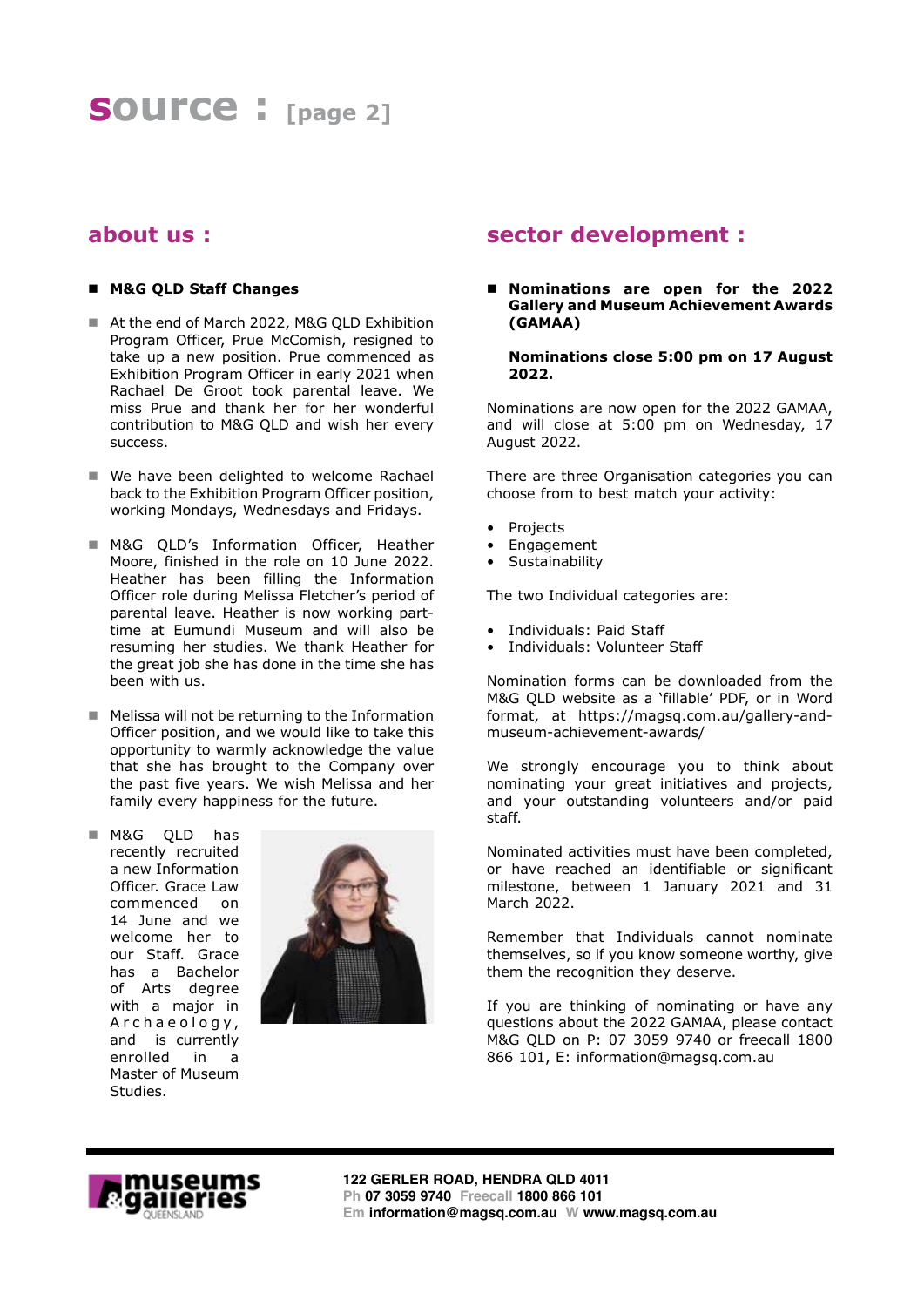# source : [page 2]

## about us :

- **M&G QLD Staff Changes**

- At the end of March 2022, M&G QLD Exhibition Program Officer, Prue McComish, resigned to take up a new position. Prue commenced as Exhibition Program Officer in early 2021 when Rachael De Groot took parental leave. We miss Prue and thank her for her wonderful contribution to M&G QLD and wish her every success.

- We have been delighted to welcome Rachael back to the Exhibition Program Officer position, working Mondays, Wednesdays and Fridays.

- M&G QLD's Information Officer, Heather Moore, finished in the role on 10 June 2022. Heather has been filling the Information Officer role during Melissa Fletcher's period of parental leave. Heather is now working part-time at Eumundi Museum and will also be resuming her studies. We thank Heather for the great job she has done in the time she has been with us.

- Melissa will not be returning to the Information Officer position, and we would like to take this opportunity to warmly acknowledge the value that she has brought to the Company over the past five years. We wish Melissa and her family every happiness for the future.

- M&G QLD has recently recruited a new Information Officer. Grace Law commenced on 14 June and we welcome her to our Staff. Grace has a Bachelor of Arts degree with a major in Archaeology, and is currently enrolled in a Master of Museum Studies.

## sector development :

- **Nominations are open for the 2022 Gallery and Museum Achievement Awards (GAMAA)**

  **Nominations close 5:00 pm on 17 August 2022.**

Nominations are now open for the 2022 GAMAA, and will close at 5:00 pm on Wednesday, 17 August 2022.

There are three Organisation categories you can choose from to best match your activity:

- Projects
- Engagement
- Sustainability

The two Individual categories are:

- Individuals: Paid Staff
- Individuals: Volunteer Staff

Nomination forms can be downloaded from the M&G QLD website as a 'fillable' PDF, or in Word format, at https://magsq.com.au/gallery-and-museum-achievement-awards/

We strongly encourage you to think about nominating your great initiatives and projects, and your outstanding volunteers and/or paid staff.

Nominated activities must have been completed, or have reached an identifiable or significant milestone, between 1 January 2021 and 31 March 2022.

Remember that Individuals cannot nominate themselves, so if you know someone worthy, give them the recognition they deserve.

If you are thinking of nominating or have any questions about the 2022 GAMAA, please contact M&G QLD on P: 07 3059 9740 or freecall 1800 866 101, E: information@magsq.com.au

**122 GERLER ROAD, HENDRA QLD 4011**
Ph **07 3059 9740** Freecall **1800 866 101**
Em **information@magsq.com.au** W **www.magsq.com.au**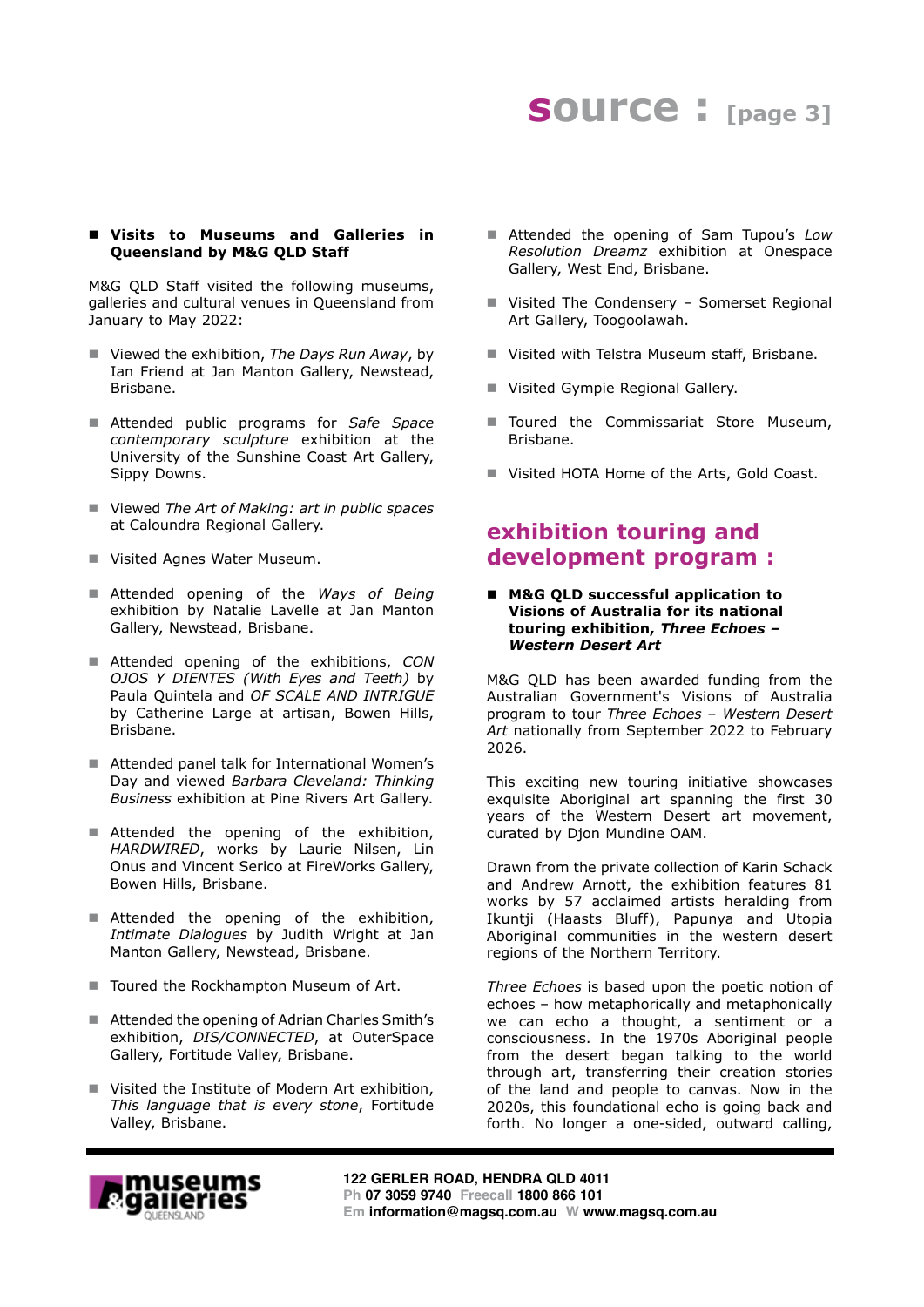- **Visits to Museums and Galleries in Queensland by M&G QLD Staff**

M&G QLD Staff visited the following museums, galleries and cultural venues in Queensland from January to May 2022:

- Viewed the exhibition, *The Days Run Away*, by Ian Friend at Jan Manton Gallery, Newstead, Brisbane.
- Attended public programs for *Safe Space contemporary sculpture* exhibition at the University of the Sunshine Coast Art Gallery, Sippy Downs.
- Viewed *The Art of Making: art in public spaces* at Caloundra Regional Gallery.
- Visited Agnes Water Museum.
- Attended opening of the *Ways of Being* exhibition by Natalie Lavelle at Jan Manton Gallery, Newstead, Brisbane.
- Attended opening of the exhibitions, *CON OJOS Y DIENTES (With Eyes and Teeth)* by Paula Quintela and *OF SCALE AND INTRIGUE* by Catherine Large at artisan, Bowen Hills, Brisbane.
- Attended panel talk for International Women's Day and viewed *Barbara Cleveland: Thinking Business* exhibition at Pine Rivers Art Gallery.
- Attended the opening of the exhibition, *HARDWIRED*, works by Laurie Nilsen, Lin Onus and Vincent Serico at FireWorks Gallery, Bowen Hills, Brisbane.
- Attended the opening of the exhibition, *Intimate Dialogues* by Judith Wright at Jan Manton Gallery, Newstead, Brisbane.
- Toured the Rockhampton Museum of Art.
- Attended the opening of Adrian Charles Smith's exhibition, *DIS/CONNECTED*, at OuterSpace Gallery, Fortitude Valley, Brisbane.
- Visited the Institute of Modern Art exhibition, *This language that is every stone*, Fortitude Valley, Brisbane.
- Attended the opening of Sam Tupou's *Low Resolution Dreamz* exhibition at Onespace Gallery, West End, Brisbane.
- Visited The Condensery – Somerset Regional Art Gallery, Toogoolawah.
- Visited with Telstra Museum staff, Brisbane.
- Visited Gympie Regional Gallery.
- Toured the Commissariat Store Museum, Brisbane.
- Visited HOTA Home of the Arts, Gold Coast.

## exhibition touring and development program :

- **M&G QLD successful application to Visions of Australia for its national touring exhibition, *Three Echoes – Western Desert Art***

M&G QLD has been awarded funding from the Australian Government's Visions of Australia program to tour *Three Echoes – Western Desert Art* nationally from September 2022 to February 2026.

This exciting new touring initiative showcases exquisite Aboriginal art spanning the first 30 years of the Western Desert art movement, curated by Djon Mundine OAM.

Drawn from the private collection of Karin Schack and Andrew Arnott, the exhibition features 81 works by 57 acclaimed artists heralding from Ikuntji (Haasts Bluff), Papunya and Utopia Aboriginal communities in the western desert regions of the Northern Territory.

*Three Echoes* is based upon the poetic notion of echoes – how metaphorically and metaphorically we can echo a thought, a sentiment or a consciousness. In the 1970s Aboriginal people from the desert began talking to the world through art, transferring their creation stories of the land and people to canvas. Now in the 2020s, this foundational echo is going back and forth. No longer a one-sided, outward calling,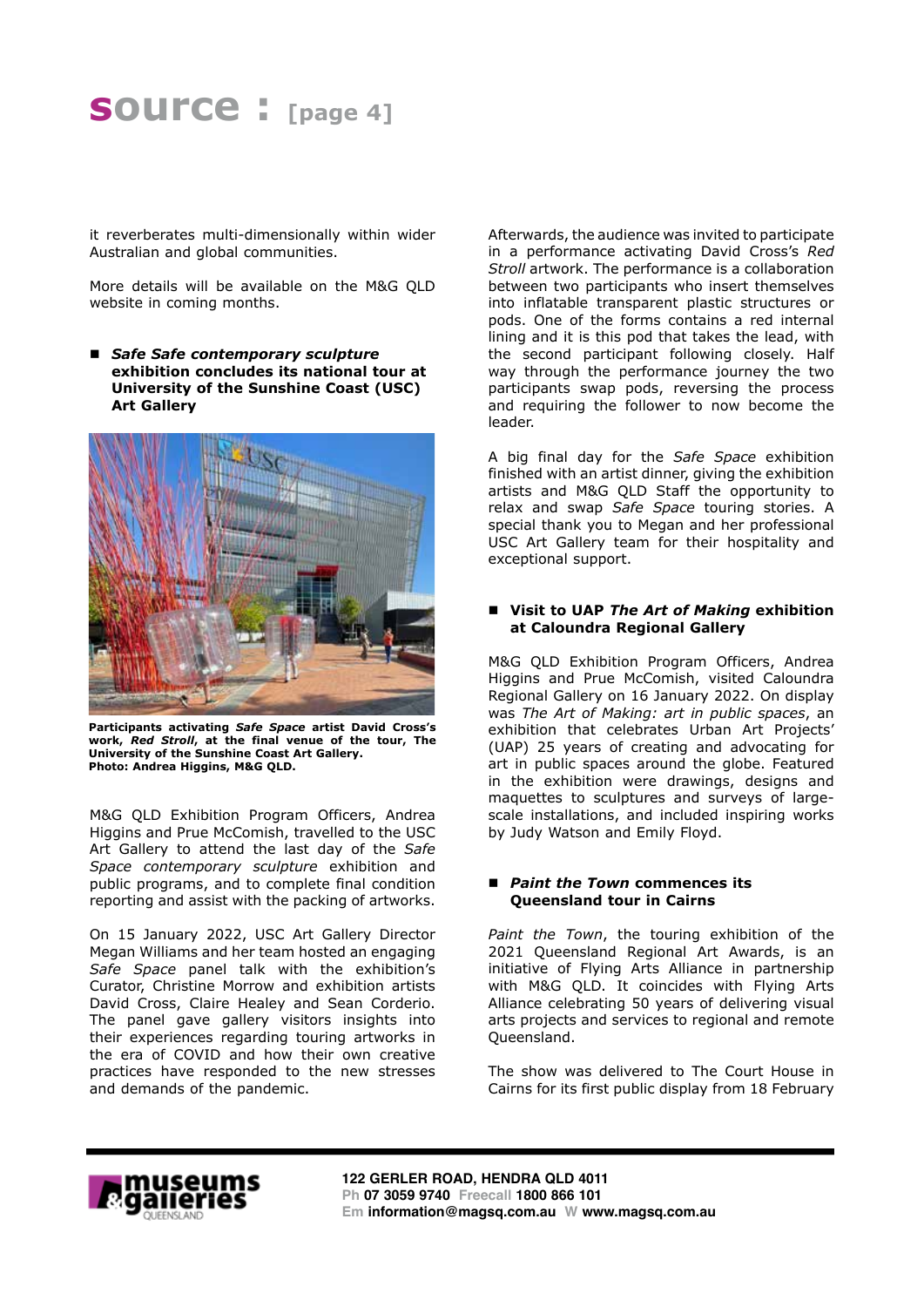it reverberates multi-dimensionally within wider Australian and global communities.

More details will be available on the M&G QLD website in coming months.

- ***Safe Safe contemporary sculpture* exhibition concludes its national tour at University of the Sunshine Coast (USC) Art Gallery**

**Participants activating *Safe Space* artist David Cross's work, *Red Stroll*, at the final venue of the tour, The University of the Sunshine Coast Art Gallery.**
**Photo: Andrea Higgins, M&G QLD.**

M&G QLD Exhibition Program Officers, Andrea Higgins and Prue McComish, travelled to the USC Art Gallery to attend the last day of the *Safe Space contemporary sculpture* exhibition and public programs, and to complete final condition reporting and assist with the packing of artworks.

On 15 January 2022, USC Art Gallery Director Megan Williams and her team hosted an engaging *Safe Space* panel talk with the exhibition's Curator, Christine Morrow and exhibition artists David Cross, Claire Healey and Sean Cordeiro. The panel gave gallery visitors insights into their experiences regarding touring artworks in the era of COVID and how their own creative practices have responded to the new stresses and demands of the pandemic.

Afterwards, the audience was invited to participate in a performance activating David Cross's *Red Stroll* artwork. The performance is a collaboration between two participants who insert themselves into inflatable transparent plastic structures or pods. One of the forms contains a red internal lining and it is this pod that takes the lead, with the second participant following closely. Half way through the performance journey the two participants swap pods, reversing the process and requiring the follower to now become the leader.

A big final day for the *Safe Space* exhibition finished with an artist dinner, giving the exhibition artists and M&G QLD Staff the opportunity to relax and swap *Safe Space* touring stories. A special thank you to Megan and her professional USC Art Gallery team for their hospitality and exceptional support.

- **Visit to UAP *The Art of Making* exhibition at Caloundra Regional Gallery**

M&G QLD Exhibition Program Officers, Andrea Higgins and Prue McComish, visited Caloundra Regional Gallery on 16 January 2022. On display was *The Art of Making: art in public spaces*, an exhibition that celebrates Urban Art Projects' (UAP) 25 years of creating and advocating for art in public spaces around the globe. Featured in the exhibition were drawings, designs and maquettes to sculptures and surveys of large-scale installations, and included inspiring works by Judy Watson and Emily Floyd.

- ***Paint the Town* commences its Queensland tour in Cairns**

*Paint the Town*, the touring exhibition of the 2021 Queensland Regional Art Awards, is an initiative of Flying Arts Alliance in partnership with M&G QLD. It coincides with Flying Arts Alliance celebrating 50 years of delivering visual arts projects and services to regional and remote Queensland.

The show was delivered to The Court House in Cairns for its first public display from 18 February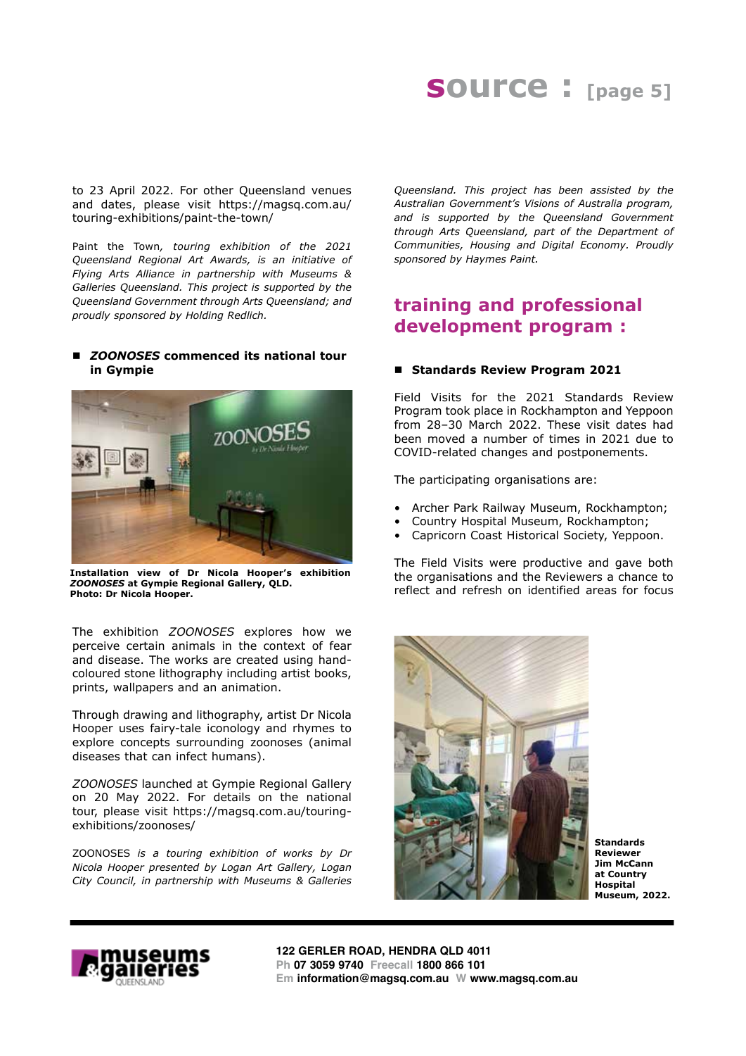to 23 April 2022. For other Queensland venues and dates, please visit https://magsq.com.au/touring-exhibitions/paint-the-town/

Paint the Town*, touring exhibition of the 2021 Queensland Regional Art Awards, is an initiative of Flying Arts Alliance in partnership with Museums & Galleries Queensland. This project is supported by the Queensland Government through Arts Queensland; and proudly sponsored by Holding Redlich.*

- ***ZOONOSES* commenced its national tour in Gympie**

**Installation view of Dr Nicola Hooper's exhibition *ZOONOSES* at Gympie Regional Gallery, QLD. Photo: Dr Nicola Hooper.**

The exhibition *ZOONOSES* explores how we perceive certain animals in the context of fear and disease. The works are created using hand-coloured stone lithography including artist books, prints, wallpapers and an animation.

Through drawing and lithography, artist Dr Nicola Hooper uses fairy-tale iconology and rhymes to explore concepts surrounding zoonoses (animal diseases that can infect humans).

*ZOONOSES* launched at Gympie Regional Gallery on 20 May 2022. For details on the national tour, please visit https://magsq.com.au/touring-exhibitions/zoonoses/

ZOONOSES *is a touring exhibition of works by Dr Nicola Hooper presented by Logan Art Gallery, Logan City Council, in partnership with Museums & Galleries Queensland. This project has been assisted by the Australian Government's Visions of Australia program, and is supported by the Queensland Government through Arts Queensland, part of the Department of Communities, Housing and Digital Economy. Proudly sponsored by Haymes Paint.*

## training and professional development program :

- **Standards Review Program 2021**

Field Visits for the 2021 Standards Review Program took place in Rockhampton and Yeppoon from 28–30 March 2022. These visit dates had been moved a number of times in 2021 due to COVID-related changes and postponements.

The participating organisations are:

- Archer Park Railway Museum, Rockhampton;
- Country Hospital Museum, Rockhampton;
- Capricorn Coast Historical Society, Yeppoon.

The Field Visits were productive and gave both the organisations and the Reviewers a chance to reflect and refresh on identified areas for focus

**Standards Reviewer Jim McCann at Country Hospital Museum, 2022.**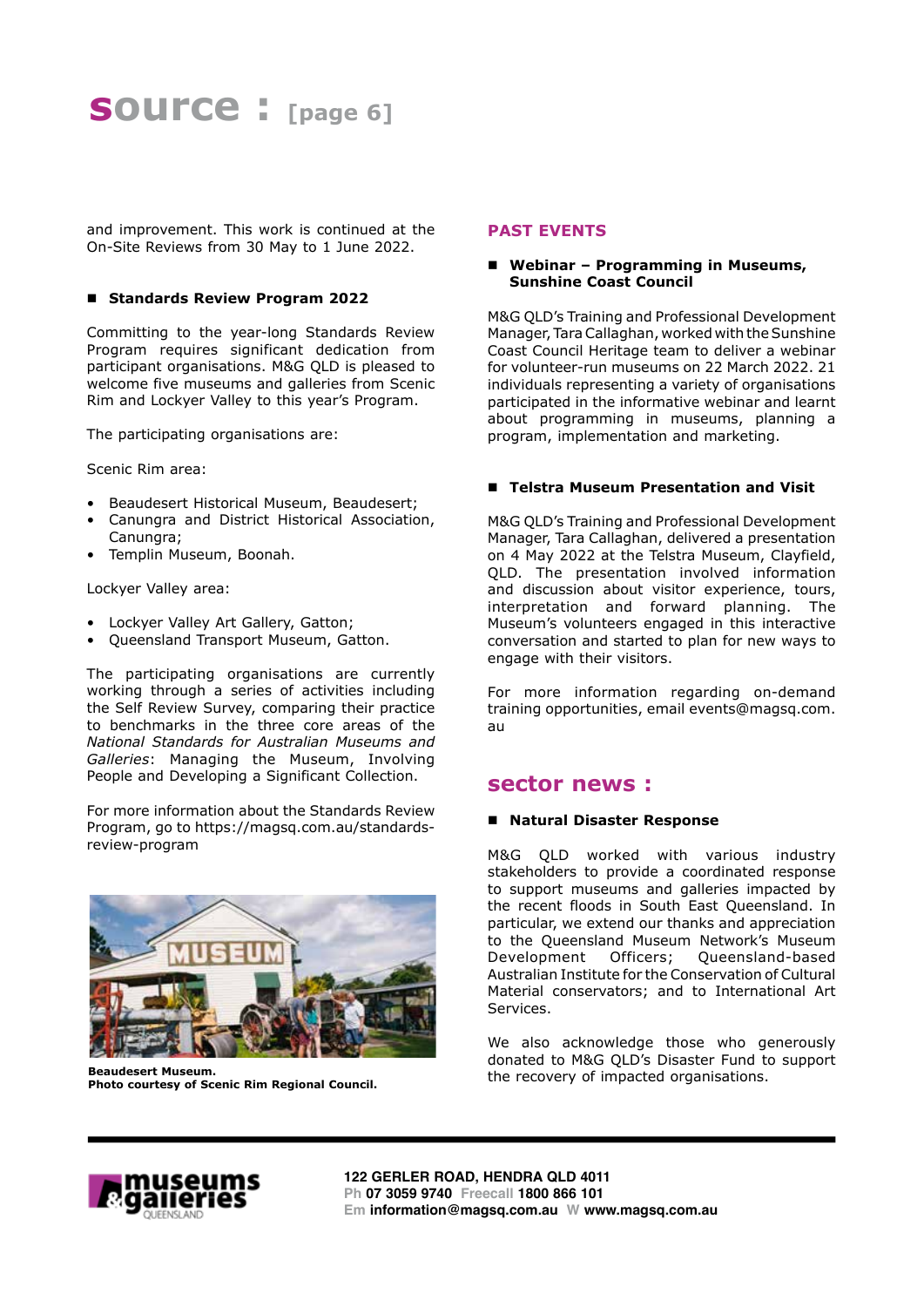and improvement. This work is continued at the On-Site Reviews from 30 May to 1 June 2022.

### Standards Review Program 2022

Committing to the year-long Standards Review Program requires significant dedication from participant organisations. M&G QLD is pleased to welcome five museums and galleries from Scenic Rim and Lockyer Valley to this year's Program.

The participating organisations are:

Scenic Rim area:

- Beaudesert Historical Museum, Beaudesert;
- Canungra and District Historical Association, Canungra;
- Templin Museum, Boonah.

Lockyer Valley area:

- Lockyer Valley Art Gallery, Gatton;
- Queensland Transport Museum, Gatton.

The participating organisations are currently working through a series of activities including the Self Review Survey, comparing their practice to benchmarks in the three core areas of the *National Standards for Australian Museums and Galleries*: Managing the Museum, Involving People and Developing a Significant Collection.

For more information about the Standards Review Program, go to https://magsq.com.au/standards-review-program

**Beaudesert Museum.**
**Photo courtesy of Scenic Rim Regional Council.**

## PAST EVENTS

### Webinar – Programming in Museums, Sunshine Coast Council

M&G QLD's Training and Professional Development Manager, Tara Callaghan, worked with the Sunshine Coast Council Heritage team to deliver a webinar for volunteer-run museums on 22 March 2022. 21 individuals representing a variety of organisations participated in the informative webinar and learnt about programming in museums, planning a program, implementation and marketing.

### Telstra Museum Presentation and Visit

M&G QLD's Training and Professional Development Manager, Tara Callaghan, delivered a presentation on 4 May 2022 at the Telstra Museum, Clayfield, QLD. The presentation involved information and discussion about visitor experience, tours, interpretation and forward planning. The Museum's volunteers engaged in this interactive conversation and started to plan for new ways to engage with their visitors.

For more information regarding on-demand training opportunities, email events@magsq.com.au

## sector news :

### Natural Disaster Response

M&G QLD worked with various industry stakeholders to provide a coordinated response to support museums and galleries impacted by the recent floods in South East Queensland. In particular, we extend our thanks and appreciation to the Queensland Museum Network's Museum Development Officers; Queensland-based Australian Institute for the Conservation of Cultural Material conservators; and to International Art Services.

We also acknowledge those who generously donated to M&G QLD's Disaster Fund to support the recovery of impacted organisations.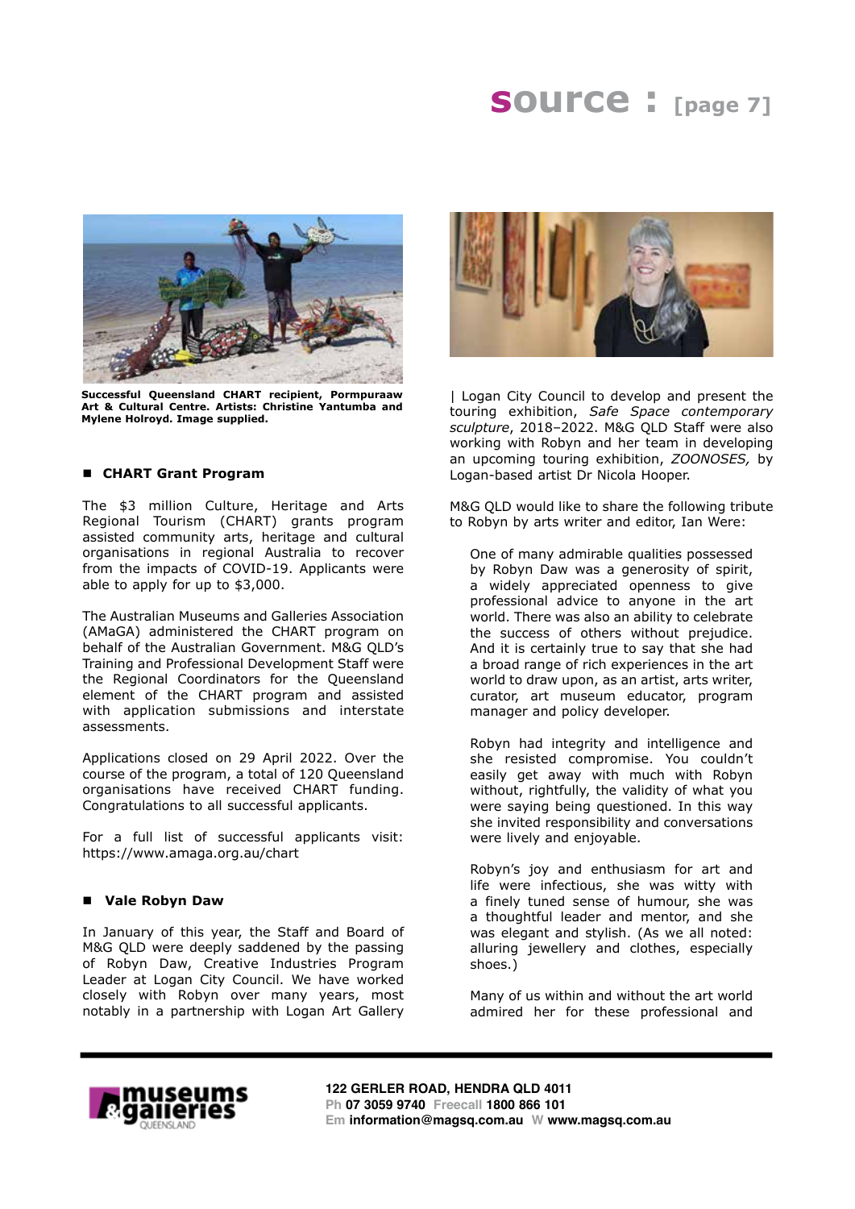Successful Queensland CHART recipient, Pormpuraaw Art & Cultural Centre. Artists: Christine Yantumba and Mylene Holroyd. Image supplied.

## CHART Grant Program

The $3 million Culture, Heritage and Arts Regional Tourism (CHART) grants program assisted community arts, heritage and cultural organisations in regional Australia to recover from the impacts of COVID-19. Applicants were able to apply for up to $3,000.

The Australian Museums and Galleries Association (AMaGA) administered the CHART program on behalf of the Australian Government. M&G QLD's Training and Professional Development Staff were the Regional Coordinators for the Queensland element of the CHART program and assisted with application submissions and interstate assessments.

Applications closed on 29 April 2022. Over the course of the program, a total of 120 Queensland organisations have received CHART funding. Congratulations to all successful applicants.

For a full list of successful applicants visit: https://www.amaga.org.au/chart

## Vale Robyn Daw

In January of this year, the Staff and Board of M&G QLD were deeply saddened by the passing of Robyn Daw, Creative Industries Program Leader at Logan City Council. We have worked closely with Robyn over many years, most notably in a partnership with Logan Art Gallery | Logan City Council to develop and present the touring exhibition, *Safe Space contemporary sculpture*, 2018–2022. M&G QLD Staff were also working with Robyn and her team in developing an upcoming touring exhibition, *ZOONOSES,* by Logan-based artist Dr Nicola Hooper.

M&G QLD would like to share the following tribute to Robyn by arts writer and editor, Ian Were:

> One of many admirable qualities possessed by Robyn Daw was a generosity of spirit, a widely appreciated openness to give professional advice to anyone in the art world. There was also an ability to celebrate the success of others without prejudice. And it is certainly true to say that she had a broad range of rich experiences in the art world to draw upon, as an artist, arts writer, curator, art museum educator, program manager and policy developer.
>
> Robyn had integrity and intelligence and she resisted compromise. You couldn't easily get away with much with Robyn without, rightfully, the validity of what you were saying being questioned. In this way she invited responsibility and conversations were lively and enjoyable.
>
> Robyn's joy and enthusiasm for art and life were infectious, she was witty with a finely tuned sense of humour, she was a thoughtful leader and mentor, and she was elegant and stylish. (As we all noted: alluring jewellery and clothes, especially shoes.)
>
> Many of us within and without the art world admired her for these professional and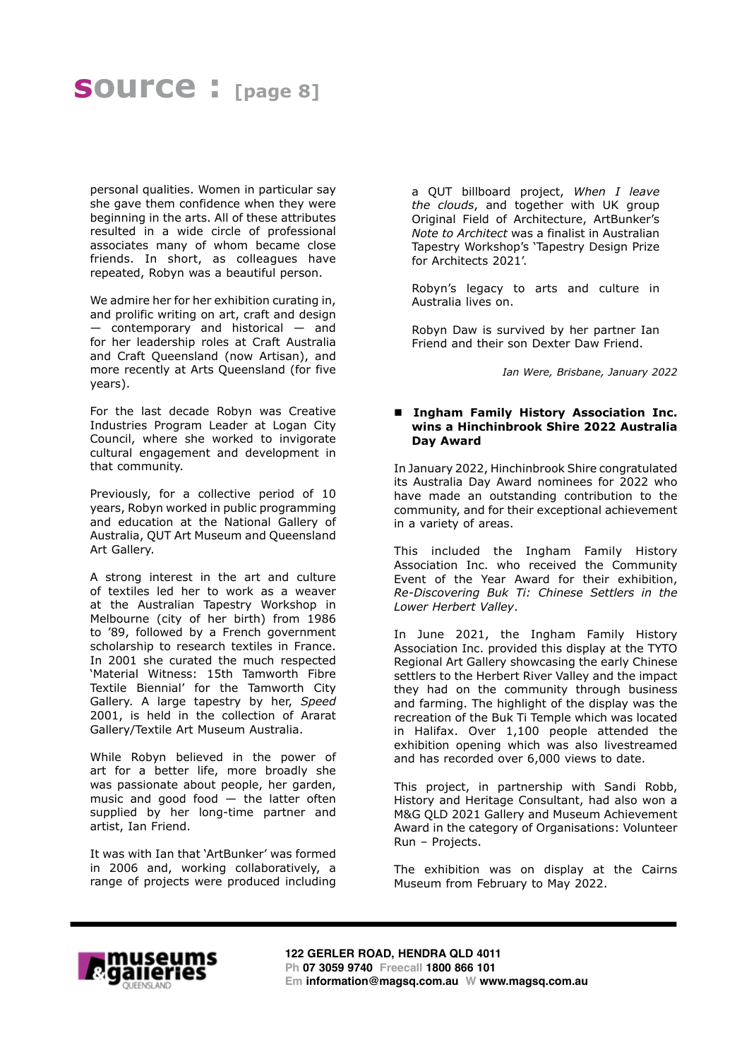personal qualities. Women in particular say she gave them confidence when they were beginning in the arts. All of these attributes resulted in a wide circle of professional associates many of whom became close friends. In short, as colleagues have repeated, Robyn was a beautiful person.

We admire her for her exhibition curating in, and prolific writing on art, craft and design — contemporary and historical — and for her leadership roles at Craft Australia and Craft Queensland (now Artisan), and more recently at Arts Queensland (for five years).

For the last decade Robyn was Creative Industries Program Leader at Logan City Council, where she worked to invigorate cultural engagement and development in that community.

Previously, for a collective period of 10 years, Robyn worked in public programming and education at the National Gallery of Australia, QUT Art Museum and Queensland Art Gallery.

A strong interest in the art and culture of textiles led her to work as a weaver at the Australian Tapestry Workshop in Melbourne (city of her birth) from 1986 to '89, followed by a French government scholarship to research textiles in France. In 2001 she curated the much respected 'Material Witness: 15th Tamworth Fibre Textile Biennial' for the Tamworth City Gallery. A large tapestry by her, *Speed* 2001, is held in the collection of Ararat Gallery/Textile Art Museum Australia.

While Robyn believed in the power of art for a better life, more broadly she was passionate about people, her garden, music and good food — the latter often supplied by her long-time partner and artist, Ian Friend.

It was with Ian that 'ArtBunker' was formed in 2006 and, working collaboratively, a range of projects were produced including a QUT billboard project, *When I leave the clouds*, and together with UK group Original Field of Architecture, ArtBunker's *Note to Architect* was a finalist in Australian Tapestry Workshop's 'Tapestry Design Prize for Architects 2021'.

Robyn's legacy to arts and culture in Australia lives on.

Robyn Daw is survived by her partner Ian Friend and their son Dexter Daw Friend.

*Ian Were, Brisbane, January 2022*

- **Ingham Family History Association Inc. wins a Hinchinbrook Shire 2022 Australia Day Award**

In January 2022, Hinchinbrook Shire congratulated its Australia Day Award nominees for 2022 who have made an outstanding contribution to the community, and for their exceptional achievement in a variety of areas.

This included the Ingham Family History Association Inc. who received the Community Event of the Year Award for their exhibition, *Re-Discovering Buk Ti: Chinese Settlers in the Lower Herbert Valley*.

In June 2021, the Ingham Family History Association Inc. provided this display at the TYTO Regional Art Gallery showcasing the early Chinese settlers to the Herbert River Valley and the impact they had on the community through business and farming. The highlight of the display was the recreation of the Buk Ti Temple which was located in Halifax. Over 1,100 people attended the exhibition opening which was also livestreamed and has recorded over 6,000 views to date.

This project, in partnership with Sandi Robb, History and Heritage Consultant, had also won a M&G QLD 2021 Gallery and Museum Achievement Award in the category of Organisations: Volunteer Run – Projects.

The exhibition was on display at the Cairns Museum from February to May 2022.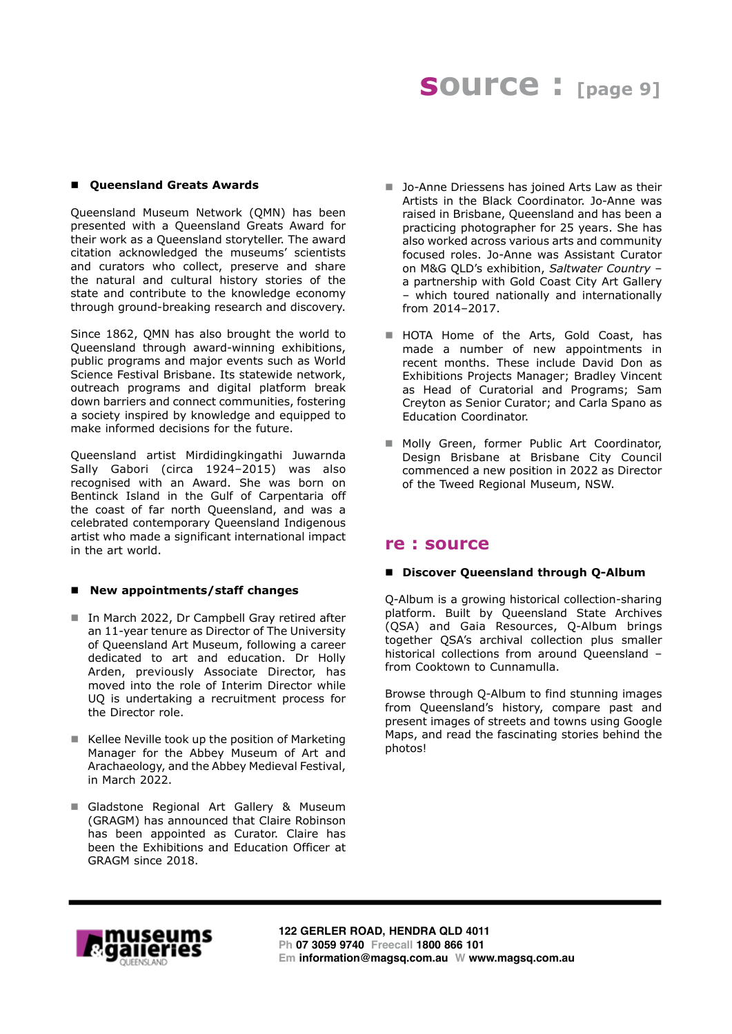## Queensland Greats Awards

Queensland Museum Network (QMN) has been presented with a Queensland Greats Award for their work as a Queensland storyteller. The award citation acknowledged the museums' scientists and curators who collect, preserve and share the natural and cultural history stories of the state and contribute to the knowledge economy through ground-breaking research and discovery.

Since 1862, QMN has also brought the world to Queensland through award-winning exhibitions, public programs and major events such as World Science Festival Brisbane. Its statewide network, outreach programs and digital platform break down barriers and connect communities, fostering a society inspired by knowledge and equipped to make informed decisions for the future.

Queensland artist Mirdidingkingathi Juwarnda Sally Gabori (circa 1924–2015) was also recognised with an Award. She was born on Bentinck Island in the Gulf of Carpentaria off the coast of far north Queensland, and was a celebrated contemporary Queensland Indigenous artist who made a significant international impact in the art world.

## New appointments/staff changes

- In March 2022, Dr Campbell Gray retired after an 11-year tenure as Director of The University of Queensland Art Museum, following a career dedicated to art and education. Dr Holly Arden, previously Associate Director, has moved into the role of Interim Director while UQ is undertaking a recruitment process for the Director role.
- Kellee Neville took up the position of Marketing Manager for the Abbey Museum of Art and Arachaeology, and the Abbey Medieval Festival, in March 2022.
- Gladstone Regional Art Gallery & Museum (GRAGM) has announced that Claire Robinson has been appointed as Curator. Claire has been the Exhibitions and Education Officer at GRAGM since 2018.
- Jo-Anne Driessens has joined Arts Law as their Artists in the Black Coordinator. Jo-Anne was raised in Brisbane, Queensland and has been a practicing photographer for 25 years. She has also worked across various arts and community focused roles. Jo-Anne was Assistant Curator on M&G QLD's exhibition, *Saltwater Country* – a partnership with Gold Coast City Art Gallery – which toured nationally and internationally from 2014–2017.
- HOTA Home of the Arts, Gold Coast, has made a number of new appointments in recent months. These include David Don as Exhibitions Projects Manager; Bradley Vincent as Head of Curatorial and Programs; Sam Creyton as Senior Curator; and Carla Spano as Education Coordinator.
- Molly Green, former Public Art Coordinator, Design Brisbane at Brisbane City Council commenced a new position in 2022 as Director of the Tweed Regional Museum, NSW.

# re : source

## Discover Queensland through Q-Album

Q-Album is a growing historical collection-sharing platform. Built by Queensland State Archives (QSA) and Gaia Resources, Q-Album brings together QSA's archival collection plus smaller historical collections from around Queensland – from Cooktown to Cunnamulla.

Browse through Q-Album to find stunning images from Queensland's history, compare past and present images of streets and towns using Google Maps, and read the fascinating stories behind the photos!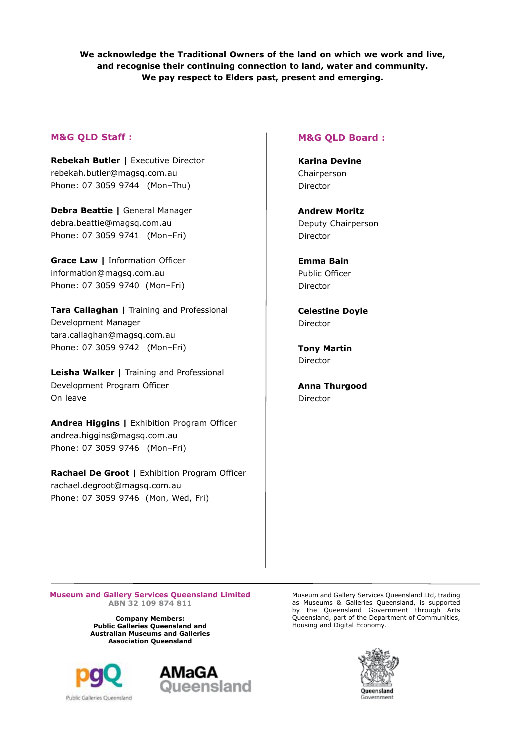**We acknowledge the Traditional Owners of the land on which we work and live, and recognise their continuing connection to land, water and community. We pay respect to Elders past, present and emerging.**

## M&G QLD Staff :

**Rebekah Butler |** Executive Director
rebekah.butler@magsq.com.au
Phone: 07 3059 9744 (Mon–Thu)

**Debra Beattie |** General Manager
debra.beattie@magsq.com.au
Phone: 07 3059 9741 (Mon–Fri)

**Grace Law |** Information Officer
information@magsq.com.au
Phone: 07 3059 9740 (Mon–Fri)

**Tara Callaghan |** Training and Professional Development Manager
tara.callaghan@magsq.com.au
Phone: 07 3059 9742 (Mon–Fri)

**Leisha Walker |** Training and Professional Development Program Officer
On leave

**Andrea Higgins |** Exhibition Program Officer
andrea.higgins@magsq.com.au
Phone: 07 3059 9746 (Mon–Fri)

**Rachael De Groot |** Exhibition Program Officer
rachael.degroot@magsq.com.au
Phone: 07 3059 9746 (Mon, Wed, Fri)

## M&G QLD Board :

**Karina Devine**
Chairperson
Director

**Andrew Moritz**
Deputy Chairperson
Director

**Emma Bain**
Public Officer
Director

**Celestine Doyle**
Director

**Tony Martin**
Director

**Anna Thurgood**
Director

---

**Museum and Gallery Services Queensland Limited**
**ABN 32 109 874 811**

**Company Members:**
**Public Galleries Queensland and Australian Museums and Galleries Association Queensland**

pgQ Public Galleries Queensland

AMaGA Queensland

Museum and Gallery Services Queensland Ltd, trading as Museums & Galleries Queensland, is supported by the Queensland Government through Arts Queensland, part of the Department of Communities, Housing and Digital Economy.

Queensland Government